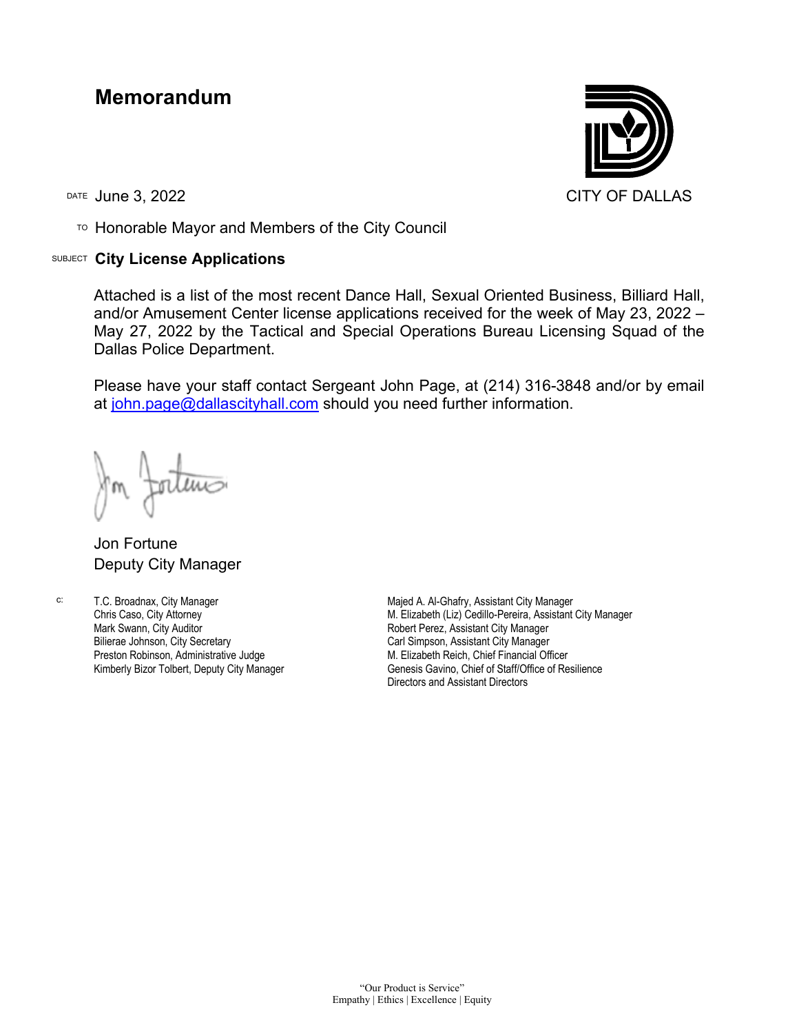# Memorandum

CITY OF DALLAS

DATE June 3, 2022

TO Honorable Mayor and Members of the City Council

SUBJECT **City License Applications**

Attached is a list of the most recent Dance Hall, Sexual Oriented Business, Billiard Hall, and/or Amusement Center license applications received for the week of May 23, 2022 – May 27, 2022 by the Tactical and Special Operations Bureau Licensing Squad of the Dallas Police Department.

Please have your staff contact Sergeant John Page, at (214) 316-3848 and/or by email at john.page@dallascityhall.com should you need further information.

Jon Fortune
Deputy City Manager

c:
T.C. Broadnax, City Manager
Chris Caso, City Attorney
Mark Swann, City Auditor
Bilierae Johnson, City Secretary
Preston Robinson, Administrative Judge
Kimberly Bizor Tolbert, Deputy City Manager
Majed A. Al-Ghafry, Assistant City Manager
M. Elizabeth (Liz) Cedillo-Pereira, Assistant City Manager
Robert Perez, Assistant City Manager
Carl Simpson, Assistant City Manager
M. Elizabeth Reich, Chief Financial Officer
Genesis Gavino, Chief of Staff/Office of Resilience
Directors and Assistant Directors

"Our Product is Service"
Empathy | Ethics | Excellence | Equity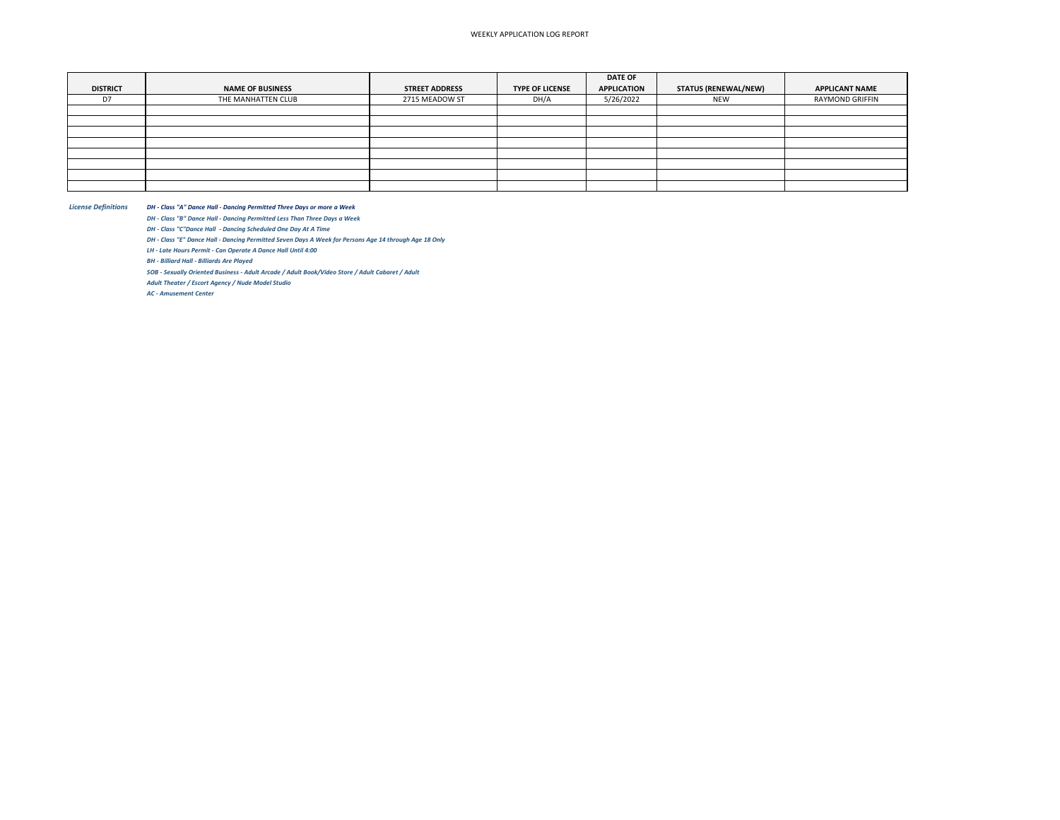WEEKLY APPLICATION LOG REPORT

| DISTRICT | NAME OF BUSINESS | STREET ADDRESS | TYPE OF LICENSE | DATE OF APPLICATION | STATUS (RENEWAL/NEW) | APPLICANT NAME |
|---|---|---|---|---|---|---|
| D7 | THE MANHATTEN CLUB | 2715 MEADOW ST | DH/A | 5/26/2022 | NEW | RAYMOND GRIFFIN |
| | | | | | | |
| | | | | | | |
| | | | | | | |
| | | | | | | |
| | | | | | | |
| | | | | | | |
| | | | | | | |
| | | | | | | |

*License Definitions*

***DH - Class "A" Dance Hall - Dancing Permitted Three Days or more a Week***

***DH - Class "B" Dance Hall - Dancing Permitted Less Than Three Days a Week***

***DH - Class "C"Dance Hall - Dancing Scheduled One Day At A Time***

***DH - Class "E" Dance Hall - Dancing Permitted Seven Days A Week for Persons Age 14 through Age 18 Only***

***LH - Late Hours Permit - Can Operate A Dance Hall Until 4:00***

***BH - Billiard Hall - Billiards Are Played***

***SOB - Sexually Oriented Business - Adult Arcade / Adult Book/Video Store / Adult Cabaret / Adult***

***Adult Theater / Escort Agency / Nude Model Studio***

***AC - Amusement Center***